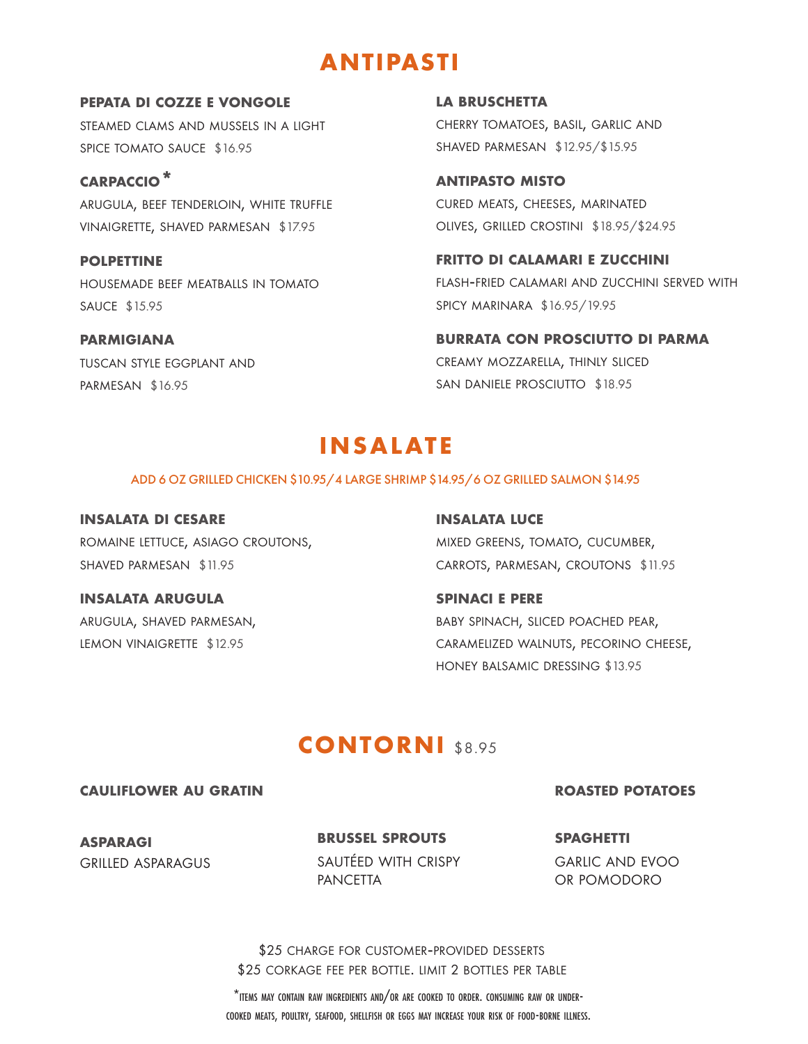# ANTIPASTI

**PEPATA DI COZZE E VONGOLE**
STEAMED CLAMS AND MUSSELS IN A LIGHT SPICE TOMATO SAUCE $16.95

**CARPACCIO***
ARUGULA, BEEF TENDERLOIN, WHITE TRUFFLE VINAIGRETTE, SHAVED PARMESAN $17.95

**POLPETTINE**
HOUSEMADE BEEF MEATBALLS IN TOMATO SAUCE $15.95

**PARMIGIANA**
TUSCAN STYLE EGGPLANT AND PARMESAN $16.95

**LA BRUSCHETTA**
CHERRY TOMATOES, BASIL, GARLIC AND SHAVED PARMESAN $12.95/$15.95

**ANTIPASTO MISTO**
CURED MEATS, CHEESES, MARINATED OLIVES, GRILLED CROSTINI $18.95/$24.95

**FRITTO DI CALAMARI E ZUCCHINI**
FLASH-FRIED CALAMARI AND ZUCCHINI SERVED WITH SPICY MARINARA $16.95/19.95

**BURRATA CON PROSCIUTTO DI PARMA**
CREAMY MOZZARELLA, THINLY SLICED SAN DANIELE PROSCIUTTO $18.95

# INSALATE

ADD 6 OZ GRILLED CHICKEN $10.95/4 LARGE SHRIMP $14.95/6 OZ GRILLED SALMON $14.95

**INSALATA DI CESARE**
ROMAINE LETTUCE, ASIAGO CROUTONS, SHAVED PARMESAN $11.95

**INSALATA ARUGULA**
ARUGULA, SHAVED PARMESAN, LEMON VINAIGRETTE $12.95

**INSALATA LUCE**
MIXED GREENS, TOMATO, CUCUMBER, CARROTS, PARMESAN, CROUTONS $11.95

**SPINACI E PERE**
BABY SPINACH, SLICED POACHED PEAR, CARAMELIZED WALNUTS, PECORINO CHEESE, HONEY BALSAMIC DRESSING $13.95

# CONTORNI $8.95

**CAULIFLOWER AU GRATIN**

**ROASTED POTATOES**

**ASPARAGI**
GRILLED ASPARAGUS

**BRUSSEL SPROUTS**
SAUTÉED WITH CRISPY PANCETTA

**SPAGHETTI**
GARLIC AND EVOO OR POMODORO

$25 CHARGE FOR CUSTOMER-PROVIDED DESSERTS
$25 CORKAGE FEE PER BOTTLE. LIMIT 2 BOTTLES PER TABLE

*ITEMS MAY CONTAIN RAW INGREDIENTS AND/OR ARE COOKED TO ORDER. CONSUMING RAW OR UNDER-COOKED MEATS, POULTRY, SEAFOOD, SHELLFISH OR EGGS MAY INCREASE YOUR RISK OF FOOD-BORNE ILLNESS.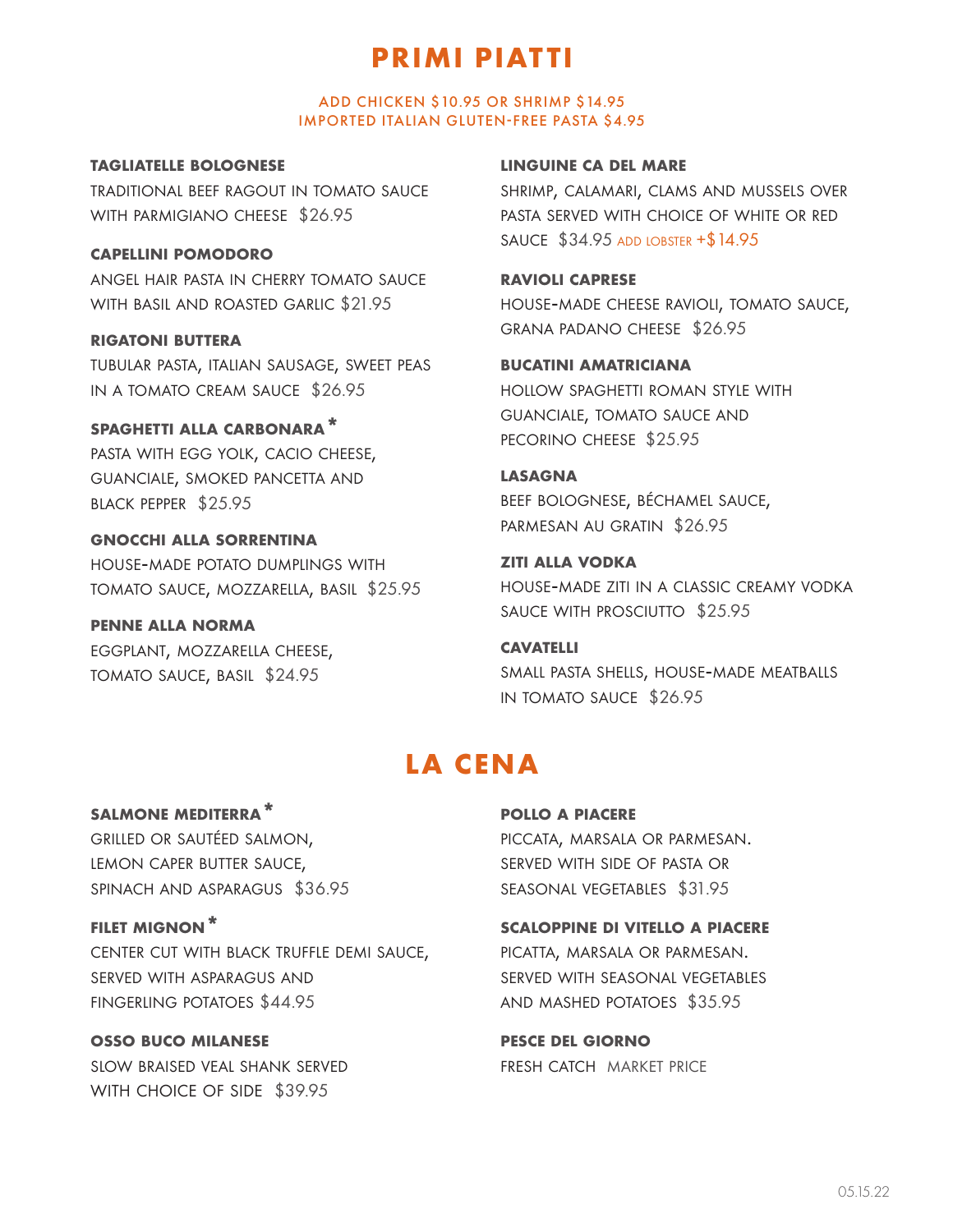# PRIMI PIATTI

ADD CHICKEN $10.95 OR SHRIMP $14.95
IMPORTED ITALIAN GLUTEN-FREE PASTA $4.95

**TAGLIATELLE BOLOGNESE**
TRADITIONAL BEEF RAGOUT IN TOMATO SAUCE WITH PARMIGIANO CHEESE $26.95

**CAPELLINI POMODORO**
ANGEL HAIR PASTA IN CHERRY TOMATO SAUCE WITH BASIL AND ROASTED GARLIC $21.95

**RIGATONI BUTTERA**
TUBULAR PASTA, ITALIAN SAUSAGE, SWEET PEAS IN A TOMATO CREAM SAUCE $26.95

**SPAGHETTI ALLA CARBONARA***
PASTA WITH EGG YOLK, CACIO CHEESE, GUANCIALE, SMOKED PANCETTA AND BLACK PEPPER $25.95

**GNOCCHI ALLA SORRENTINA**
HOUSE-MADE POTATO DUMPLINGS WITH TOMATO SAUCE, MOZZARELLA, BASIL $25.95

**PENNE ALLA NORMA**
EGGPLANT, MOZZARELLA CHEESE, TOMATO SAUCE, BASIL $24.95

**LINGUINE CA DEL MARE**
SHRIMP, CALAMARI, CLAMS AND MUSSELS OVER PASTA SERVED WITH CHOICE OF WHITE OR RED SAUCE $34.95 ADD LOBSTER +$14.95

**RAVIOLI CAPRESE**
HOUSE-MADE CHEESE RAVIOLI, TOMATO SAUCE, GRANA PADANO CHEESE $26.95

**BUCATINI AMATRICIANA**
HOLLOW SPAGHETTI ROMAN STYLE WITH GUANCIALE, TOMATO SAUCE AND PECORINO CHEESE $25.95

**LASAGNA**
BEEF BOLOGNESE, BÉCHAMEL SAUCE, PARMESAN AU GRATIN $26.95

**ZITI ALLA VODKA**
HOUSE-MADE ZITI IN A CLASSIC CREAMY VODKA SAUCE WITH PROSCIUTTO $25.95

**CAVATELLI**
SMALL PASTA SHELLS, HOUSE-MADE MEATBALLS IN TOMATO SAUCE $26.95

# LA CENA

**SALMONE MEDITERRA***
GRILLED OR SAUTÉED SALMON, LEMON CAPER BUTTER SAUCE, SPINACH AND ASPARAGUS $36.95

**FILET MIGNON***
CENTER CUT WITH BLACK TRUFFLE DEMI SAUCE, SERVED WITH ASPARAGUS AND FINGERLING POTATOES $44.95

**OSSO BUCO MILANESE**
SLOW BRAISED VEAL SHANK SERVED WITH CHOICE OF SIDE $39.95

**POLLO A PIACERE**
PICCATA, MARSALA OR PARMESAN. SERVED WITH SIDE OF PASTA OR SEASONAL VEGETABLES $31.95

**SCALOPPINE DI VITELLO A PIACERE**
PICATTA, MARSALA OR PARMESAN. SERVED WITH SEASONAL VEGETABLES AND MASHED POTATOES $35.95

**PESCE DEL GIORNO**
FRESH CATCH MARKET PRICE

05.15.22